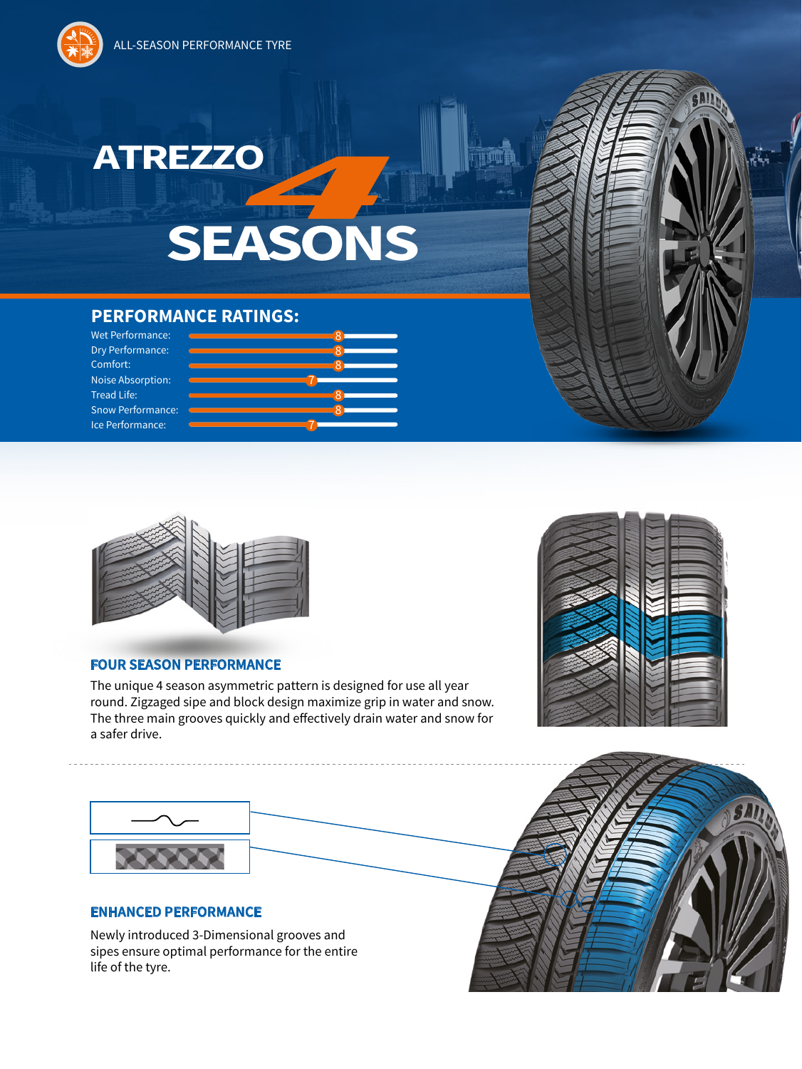ALL-SEASON PERFORMANCE TYRE

# ATREZZO 4 SEASONS

## PERFORMANCE RATINGS:

| Rating | Score |
|---|---|
| Wet Performance: | 8 |
| Dry Performance: | 8 |
| Comfort: | 8 |
| Noise Absorption: | 7 |
| Tread Life: | 8 |
| Snow Performance: | 8 |
| Ice Performance: | 7 |

## FOUR SEASON PERFORMANCE

The unique 4 season asymmetric pattern is designed for use all year round. Zigzaged sipe and block design maximize grip in water and snow. The three main grooves quickly and effectively drain water and snow for a safer drive.

## ENHANCED PERFORMANCE

Newly introduced 3-Dimensional grooves and sipes ensure optimal performance for the entire life of the tyre.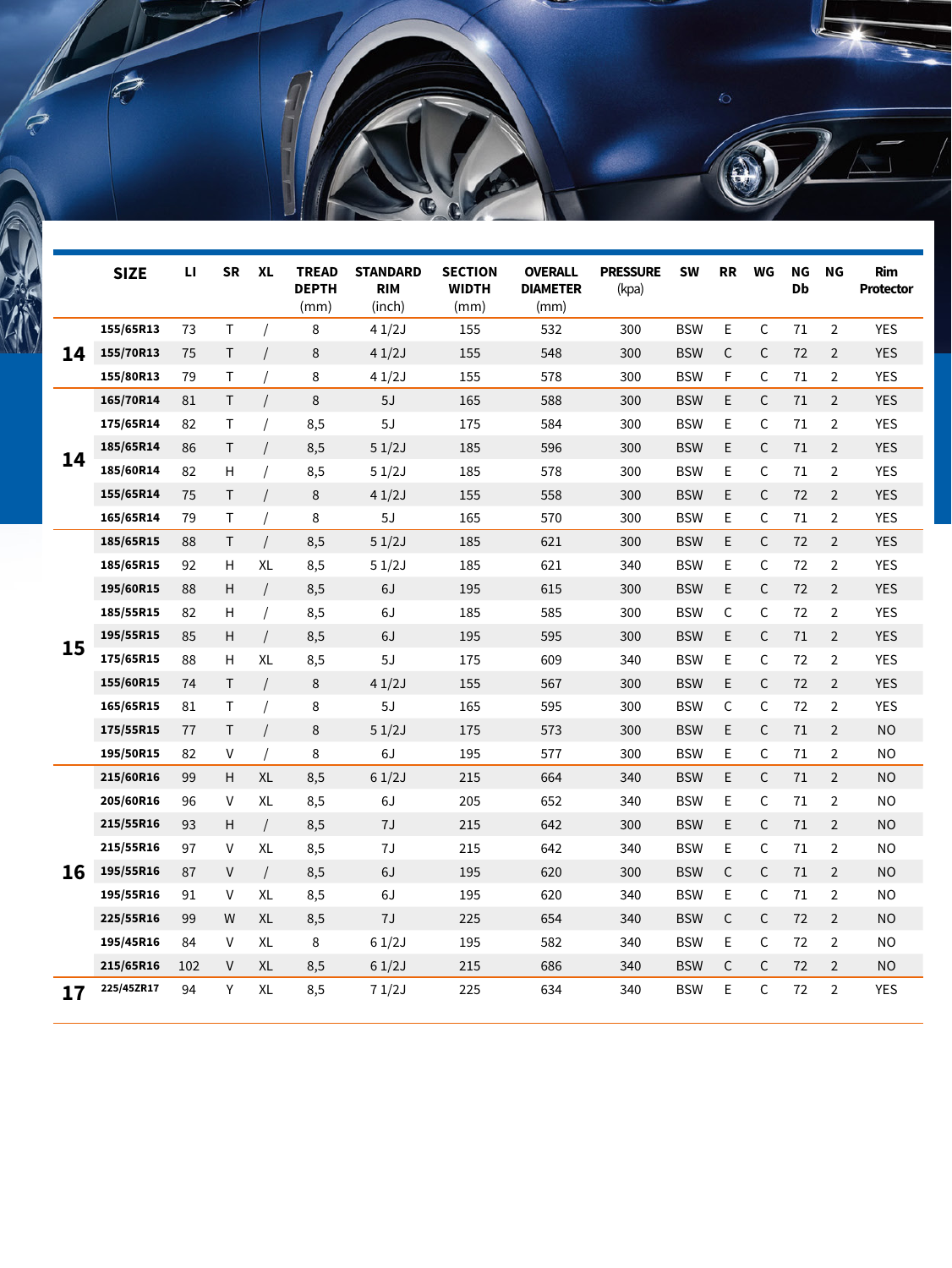| | SIZE | LI | SR | XL | TREAD DEPTH (mm) | STANDARD RIM (inch) | SECTION WIDTH (mm) | OVERALL DIAMETER (mm) | PRESSURE (kpa) | SW | RR | WG | NG Db | NG | Rim Protector |
|---|---|---|---|---|---|---|---|---|---|---|---|---|---|---|---|
| 14 | 155/65R13 | 73 | T | / | 8 | 4 1/2J | 155 | 532 | 300 | BSW | E | C | 71 | 2 | YES |
| | 155/70R13 | 75 | T | / | 8 | 4 1/2J | 155 | 548 | 300 | BSW | C | C | 72 | 2 | YES |
| | 155/80R13 | 79 | T | / | 8 | 4 1/2J | 155 | 578 | 300 | BSW | F | C | 71 | 2 | YES |
| 14 | 165/70R14 | 81 | T | / | 8 | 5J | 165 | 588 | 300 | BSW | E | C | 71 | 2 | YES |
| | 175/65R14 | 82 | T | / | 8,5 | 5J | 175 | 584 | 300 | BSW | E | C | 71 | 2 | YES |
| | 185/65R14 | 86 | T | / | 8,5 | 5 1/2J | 185 | 596 | 300 | BSW | E | C | 71 | 2 | YES |
| | 185/60R14 | 82 | H | / | 8,5 | 5 1/2J | 185 | 578 | 300 | BSW | E | C | 71 | 2 | YES |
| | 155/65R14 | 75 | T | / | 8 | 4 1/2J | 155 | 558 | 300 | BSW | E | C | 72 | 2 | YES |
| | 165/65R14 | 79 | T | / | 8 | 5J | 165 | 570 | 300 | BSW | E | C | 71 | 2 | YES |
| 15 | 185/65R15 | 88 | T | / | 8,5 | 5 1/2J | 185 | 621 | 300 | BSW | E | C | 72 | 2 | YES |
| | 185/65R15 | 92 | H | XL | 8,5 | 5 1/2J | 185 | 621 | 340 | BSW | E | C | 72 | 2 | YES |
| | 195/60R15 | 88 | H | / | 8,5 | 6J | 195 | 615 | 300 | BSW | E | C | 72 | 2 | YES |
| | 185/55R15 | 82 | H | / | 8,5 | 6J | 185 | 585 | 300 | BSW | C | C | 72 | 2 | YES |
| | 195/55R15 | 85 | H | / | 8,5 | 6J | 195 | 595 | 300 | BSW | E | C | 71 | 2 | YES |
| | 175/65R15 | 88 | H | XL | 8,5 | 5J | 175 | 609 | 340 | BSW | E | C | 72 | 2 | YES |
| | 155/60R15 | 74 | T | / | 8 | 4 1/2J | 155 | 567 | 300 | BSW | E | C | 72 | 2 | YES |
| | 165/65R15 | 81 | T | / | 8 | 5J | 165 | 595 | 300 | BSW | C | C | 72 | 2 | YES |
| | 175/55R15 | 77 | T | / | 8 | 5 1/2J | 175 | 573 | 300 | BSW | E | C | 71 | 2 | NO |
| | 195/50R15 | 82 | V | / | 8 | 6J | 195 | 577 | 300 | BSW | E | C | 71 | 2 | NO |
| 16 | 215/60R16 | 99 | H | XL | 8,5 | 6 1/2J | 215 | 664 | 340 | BSW | E | C | 71 | 2 | NO |
| | 205/60R16 | 96 | V | XL | 8,5 | 6J | 205 | 652 | 340 | BSW | E | C | 71 | 2 | NO |
| | 215/55R16 | 93 | H | / | 8,5 | 7J | 215 | 642 | 300 | BSW | E | C | 71 | 2 | NO |
| | 215/55R16 | 97 | V | XL | 8,5 | 7J | 215 | 642 | 340 | BSW | E | C | 71 | 2 | NO |
| | 195/55R16 | 87 | V | / | 8,5 | 6J | 195 | 620 | 300 | BSW | C | C | 71 | 2 | NO |
| | 195/55R16 | 91 | V | XL | 8,5 | 6J | 195 | 620 | 340 | BSW | E | C | 71 | 2 | NO |
| | 225/55R16 | 99 | W | XL | 8,5 | 7J | 225 | 654 | 340 | BSW | C | C | 72 | 2 | NO |
| | 195/45R16 | 84 | V | XL | 8 | 6 1/2J | 195 | 582 | 340 | BSW | E | C | 72 | 2 | NO |
| | 215/65R16 | 102 | V | XL | 8,5 | 6 1/2J | 215 | 686 | 340 | BSW | C | C | 72 | 2 | NO |
| 17 | 225/45ZR17 | 94 | Y | XL | 8,5 | 7 1/2J | 225 | 634 | 340 | BSW | E | C | 72 | 2 | YES |